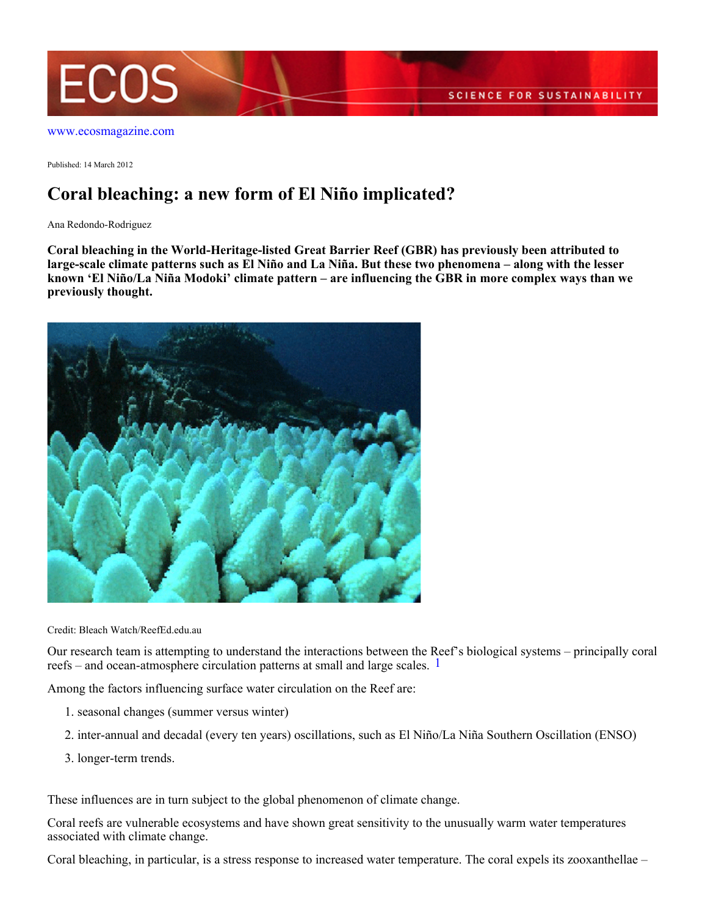www.ecosmagazine.com

Published: 14 March 2012

# Coral bleaching: a new form of El Niño implicated?

Ana Redondo-Rodriguez

**Coral bleaching in the World-Heritage-listed Great Barrier Reef (GBR) has previously been attributed to large-scale climate patterns such as El Niño and La Niña. But these two phenomena – along with the lesser known 'El Niño/La Niña Modoki' climate pattern – are influencing the GBR in more complex ways than we previously thought.**

Credit: Bleach Watch/ReefEd.edu.au

Our research team is attempting to understand the interactions between the Reef's biological systems – principally coral reefs – and ocean-atmosphere circulation patterns at small and large scales. [1]

Among the factors influencing surface water circulation on the Reef are:

1. seasonal changes (summer versus winter)
2. inter-annual and decadal (every ten years) oscillations, such as El Niño/La Niña Southern Oscillation (ENSO)
3. longer-term trends.

These influences are in turn subject to the global phenomenon of climate change.

Coral reefs are vulnerable ecosystems and have shown great sensitivity to the unusually warm water temperatures associated with climate change.

Coral bleaching, in particular, is a stress response to increased water temperature. The coral expels its zooxanthellae –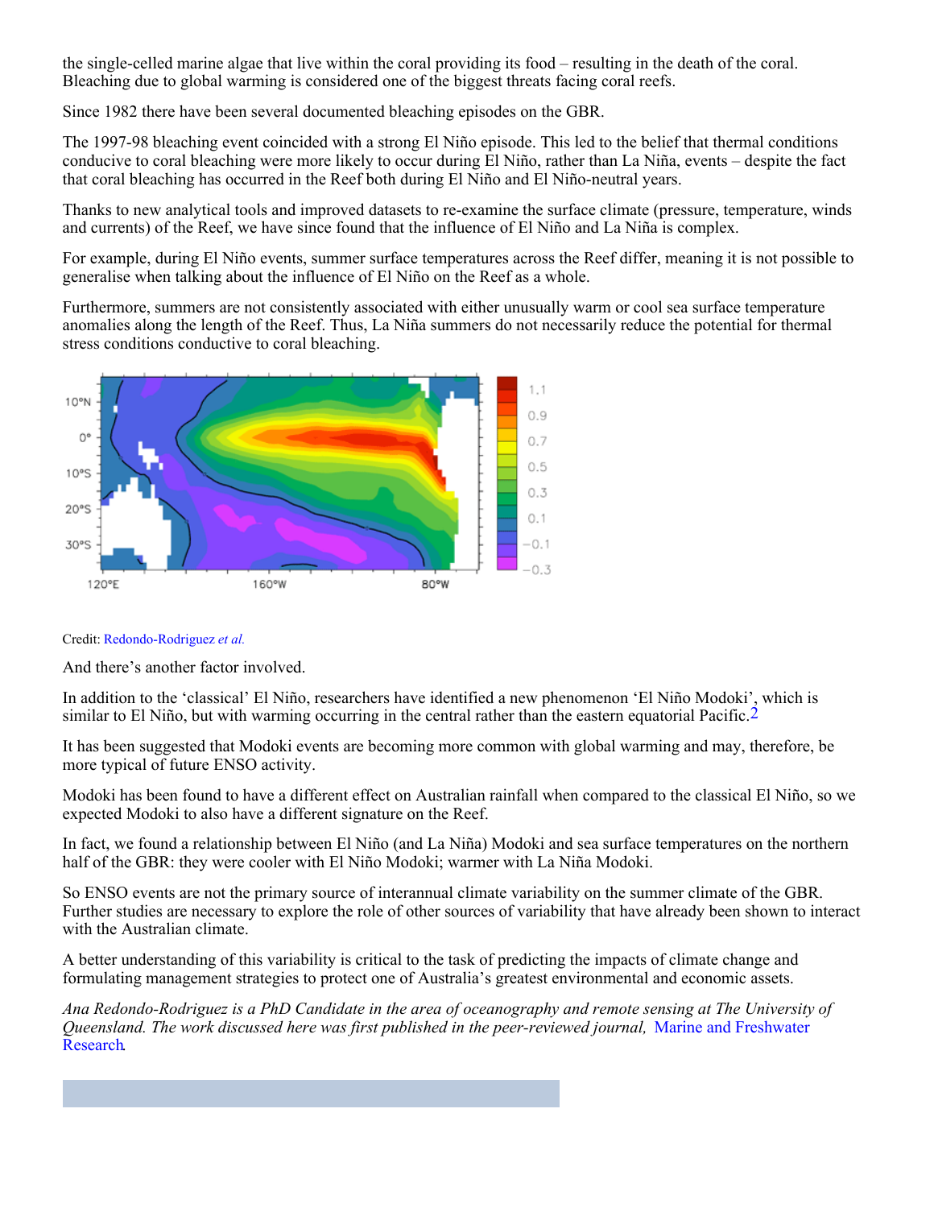the single-celled marine algae that live within the coral providing its food – resulting in the death of the coral. Bleaching due to global warming is considered one of the biggest threats facing coral reefs.

Since 1982 there have been several documented bleaching episodes on the GBR.

The 1997-98 bleaching event coincided with a strong El Niño episode. This led to the belief that thermal conditions conducive to coral bleaching were more likely to occur during El Niño, rather than La Niña, events – despite the fact that coral bleaching has occurred in the Reef both during El Niño and El Niño-neutral years.

Thanks to new analytical tools and improved datasets to re-examine the surface climate (pressure, temperature, winds and currents) of the Reef, we have since found that the influence of El Niño and La Niña is complex.

For example, during El Niño events, summer surface temperatures across the Reef differ, meaning it is not possible to generalise when talking about the influence of El Niño on the Reef as a whole.

Furthermore, summers are not consistently associated with either unusually warm or cool sea surface temperature anomalies along the length of the Reef. Thus, La Niña summers do not necessarily reduce the potential for thermal stress conditions conductive to coral bleaching.

Credit: Redondo-Rodriguez *et al.*

And there's another factor involved.

In addition to the 'classical' El Niño, researchers have identified a new phenomenon 'El Niño Modoki', which is similar to El Niño, but with warming occurring in the central rather than the eastern equatorial Pacific.[2]

It has been suggested that Modoki events are becoming more common with global warming and may, therefore, be more typical of future ENSO activity.

Modoki has been found to have a different effect on Australian rainfall when compared to the classical El Niño, so we expected Modoki to also have a different signature on the Reef.

In fact, we found a relationship between El Niño (and La Niña) Modoki and sea surface temperatures on the northern half of the GBR: they were cooler with El Niño Modoki; warmer with La Niña Modoki.

So ENSO events are not the primary source of interannual climate variability on the summer climate of the GBR. Further studies are necessary to explore the role of other sources of variability that have already been shown to interact with the Australian climate.

A better understanding of this variability is critical to the task of predicting the impacts of climate change and formulating management strategies to protect one of Australia's greatest environmental and economic assets.

*Ana Redondo-Rodriguez is a PhD Candidate in the area of oceanography and remote sensing at The University of Queensland. The work discussed here was first published in the peer-reviewed journal,* Marine and Freshwater Research.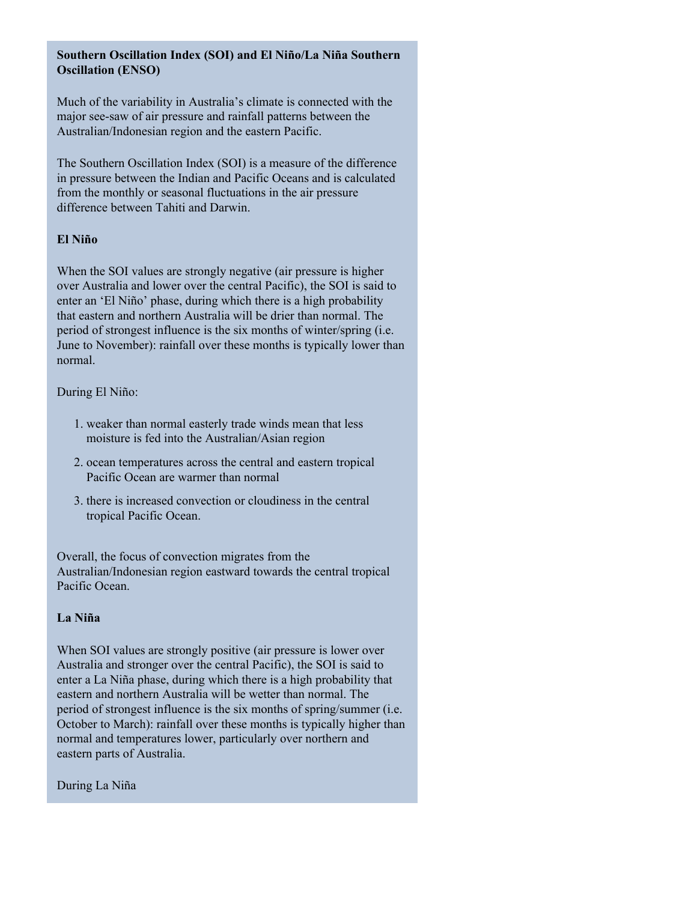**Southern Oscillation Index (SOI) and El Niño/La Niña Southern Oscillation (ENSO)**

Much of the variability in Australia's climate is connected with the major see-saw of air pressure and rainfall patterns between the Australian/Indonesian region and the eastern Pacific.

The Southern Oscillation Index (SOI) is a measure of the difference in pressure between the Indian and Pacific Oceans and is calculated from the monthly or seasonal fluctuations in the air pressure difference between Tahiti and Darwin.

**El Niño**

When the SOI values are strongly negative (air pressure is higher over Australia and lower over the central Pacific), the SOI is said to enter an 'El Niño' phase, during which there is a high probability that eastern and northern Australia will be drier than normal. The period of strongest influence is the six months of winter/spring (i.e. June to November): rainfall over these months is typically lower than normal.

During El Niño:

1. weaker than normal easterly trade winds mean that less moisture is fed into the Australian/Asian region
2. ocean temperatures across the central and eastern tropical Pacific Ocean are warmer than normal
3. there is increased convection or cloudiness in the central tropical Pacific Ocean.

Overall, the focus of convection migrates from the Australian/Indonesian region eastward towards the central tropical Pacific Ocean.

**La Niña**

When SOI values are strongly positive (air pressure is lower over Australia and stronger over the central Pacific), the SOI is said to enter a La Niña phase, during which there is a high probability that eastern and northern Australia will be wetter than normal. The period of strongest influence is the six months of spring/summer (i.e. October to March): rainfall over these months is typically higher than normal and temperatures lower, particularly over northern and eastern parts of Australia.

During La Niña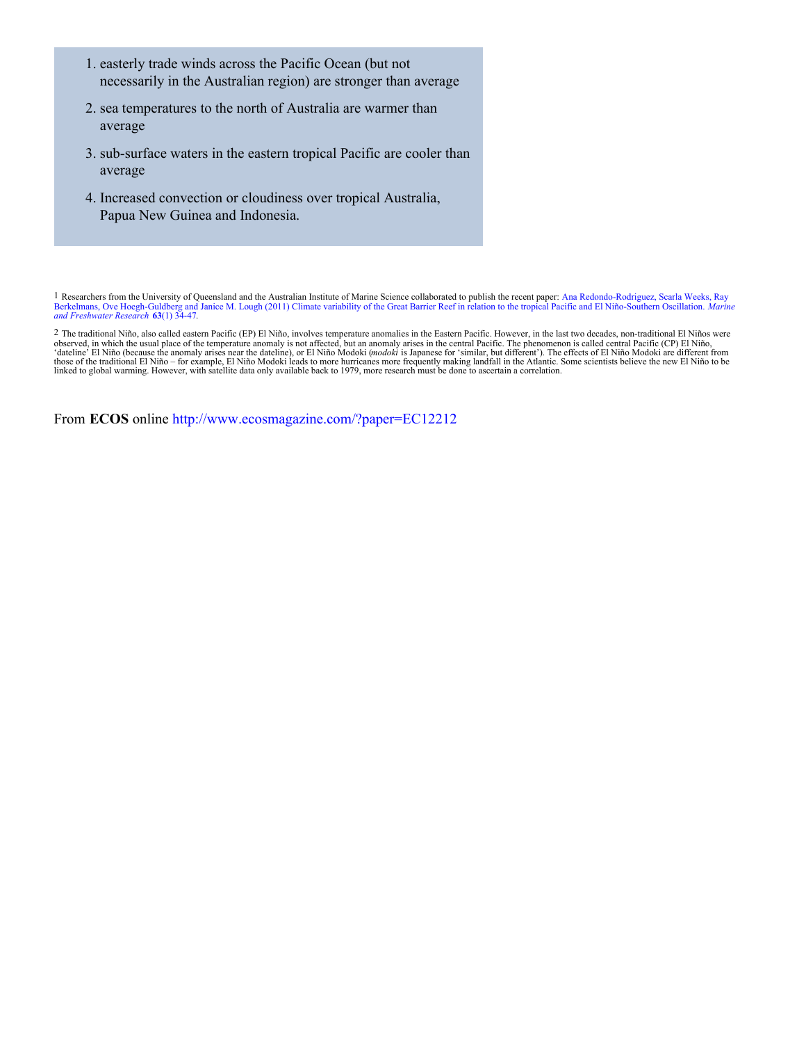1. easterly trade winds across the Pacific Ocean (but not necessarily in the Australian region) are stronger than average
2. sea temperatures to the north of Australia are warmer than average
3. sub-surface waters in the eastern tropical Pacific are cooler than average
4. Increased convection or cloudiness over tropical Australia, Papua New Guinea and Indonesia.

[1] Researchers from the University of Queensland and the Australian Institute of Marine Science collaborated to publish the recent paper: Ana Redondo-Rodriguez, Scarla Weeks, Ray Berkelmans, Ove Hoegh-Guldberg and Janice M. Lough (2011) Climate variability of the Great Barrier Reef in relation to the tropical Pacific and El Niño-Southern Oscillation. *Marine and Freshwater Research* **63**(1) 34-47.

[2] The traditional Niño, also called eastern Pacific (EP) El Niño, involves temperature anomalies in the Eastern Pacific. However, in the last two decades, non-traditional El Niños were observed, in which the usual place of the temperature anomaly is not affected, but an anomaly arises in the central Pacific. The phenomenon is called central Pacific (CP) El Niño, 'dateline' El Niño (because the anomaly arises near the dateline), or El Niño Modoki (*modoki* is Japanese for 'similar, but different'). The effects of El Niño Modoki are different from those of the traditional El Niño – for example, El Niño Modoki leads to more hurricanes more frequently making landfall in the Atlantic. Some scientists believe the new El Niño to be linked to global warming. However, with satellite data only available back to 1979, more research must be done to ascertain a correlation.

From **ECOS** online http://www.ecosmagazine.com/?paper=EC12212